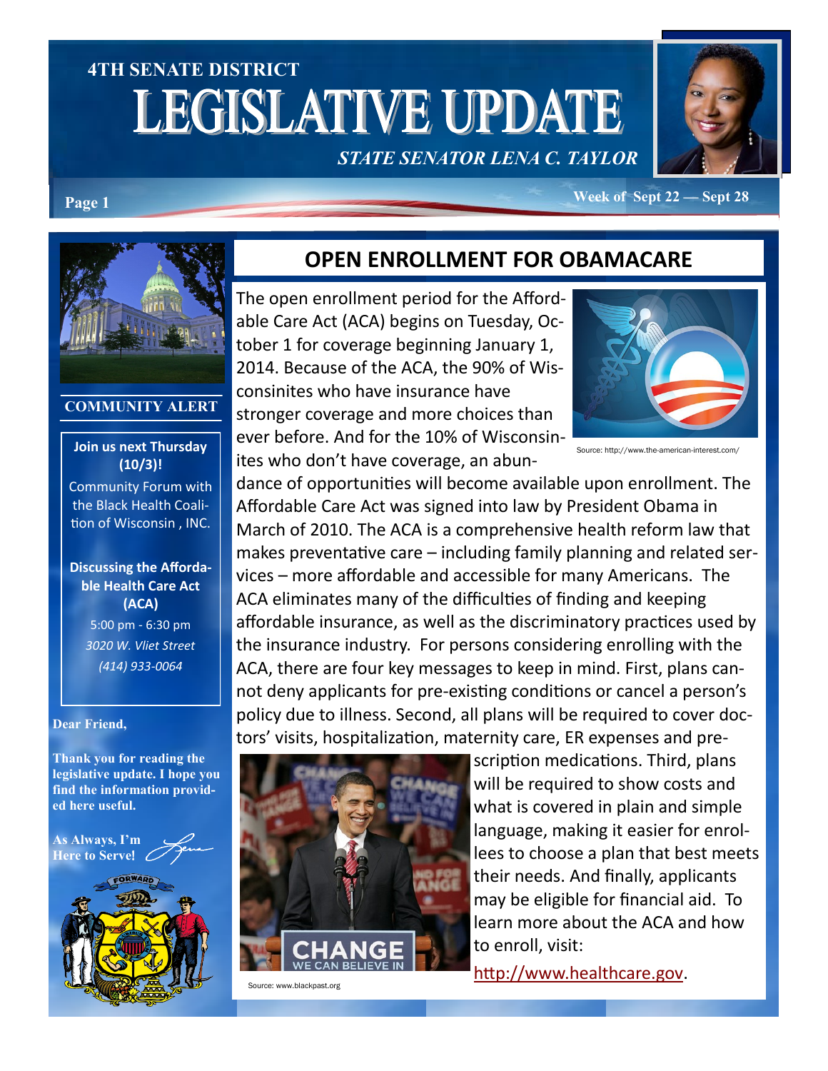# 4TH SENATE DISTRICT LEGISLATIVE UPDATE

*STATE SENATOR LENA C. TAYLOR*

Week of Sept 22 — Sept 28

## OPEN ENROLLMENT FOR OBAMACARE

The open enrollment period for the Affordable Care Act (ACA) begins on Tuesday, October 1 for coverage beginning January 1, 2014. Because of the ACA, the 90% of Wisconsinites who have insurance have stronger coverage and more choices than ever before. And for the 10% of Wisconsinites who don't have coverage, an abundance of opportunities will become available upon enrollment. The Affordable Care Act was signed into law by President Obama in March of 2010. The ACA is a comprehensive health reform law that makes preventative care – including family planning and related services – more affordable and accessible for many Americans. The ACA eliminates many of the difficulties of finding and keeping affordable insurance, as well as the discriminatory practices used by the insurance industry. For persons considering enrolling with the ACA, there are four key messages to keep in mind. First, plans cannot deny applicants for pre-existing conditions or cancel a person's policy due to illness. Second, all plans will be required to cover doctors' visits, hospitalization, maternity care, ER expenses and prescription medications. Third, plans will be required to show costs and what is covered in plain and simple language, making it easier for enrollees to choose a plan that best meets their needs. And finally, applicants may be eligible for financial aid. To learn more about the ACA and how to enroll, visit: http://www.healthcare.gov.

Source: http://www.the-american-interest.com/

Source: www.blackpast.org

### COMMUNITY ALERT

**Join us next Thursday (10/3)!**

Community Forum with the Black Health Coalition of Wisconsin , INC.

**Discussing the Affordable Health Care Act (ACA)**

5:00 pm - 6:30 pm

*3020 W. Vliet Street*

*(414) 933-0064*

**Dear Friend,**

**Thank you for reading the legislative update. I hope you find the information provided here useful.**

**As Always, I'm Here to Serve!**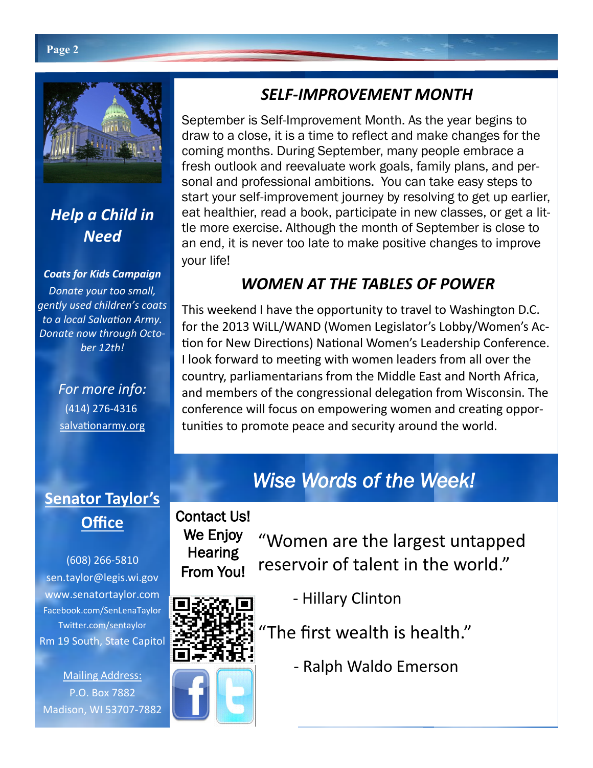## Help a Child in Need

***Coats for Kids Campaign***

*Donate your too small, gently used children's coats to a local Salvation Army. Donate now through October 12th!*

*For more info:*

(414) 276-4316

salvationarmy.org

## Senator Taylor's Office

(608) 266-5810

sen.taylor@legis.wi.gov

www.senatortaylor.com

Facebook.com/SenLenaTaylor

Twitter.com/sentaylor

Rm 19 South, State Capitol

Mailing Address:

P.O. Box 7882

Madison, WI 53707-7882

## *SELF-IMPROVEMENT MONTH*

September is Self-Improvement Month. As the year begins to draw to a close, it is a time to reflect and make changes for the coming months. During September, many people embrace a fresh outlook and reevaluate work goals, family plans, and personal and professional ambitions. You can take easy steps to start your self-improvement journey by resolving to get up earlier, eat healthier, read a book, participate in new classes, or get a little more exercise. Although the month of September is close to an end, it is never too late to make positive changes to improve your life!

## *WOMEN AT THE TABLES OF POWER*

This weekend I have the opportunity to travel to Washington D.C. for the 2013 WiLL/WAND (Women Legislator's Lobby/Women's Action for New Directions) National Women's Leadership Conference. I look forward to meeting with women leaders from all over the country, parliamentarians from the Middle East and North Africa, and members of the congressional delegation from Wisconsin. The conference will focus on empowering women and creating opportunities to promote peace and security around the world.

## *Wise Words of the Week!*

Contact Us! We Enjoy Hearing From You!

"Women are the largest untapped reservoir of talent in the world."

- Hillary Clinton

"The first wealth is health."

- Ralph Waldo Emerson